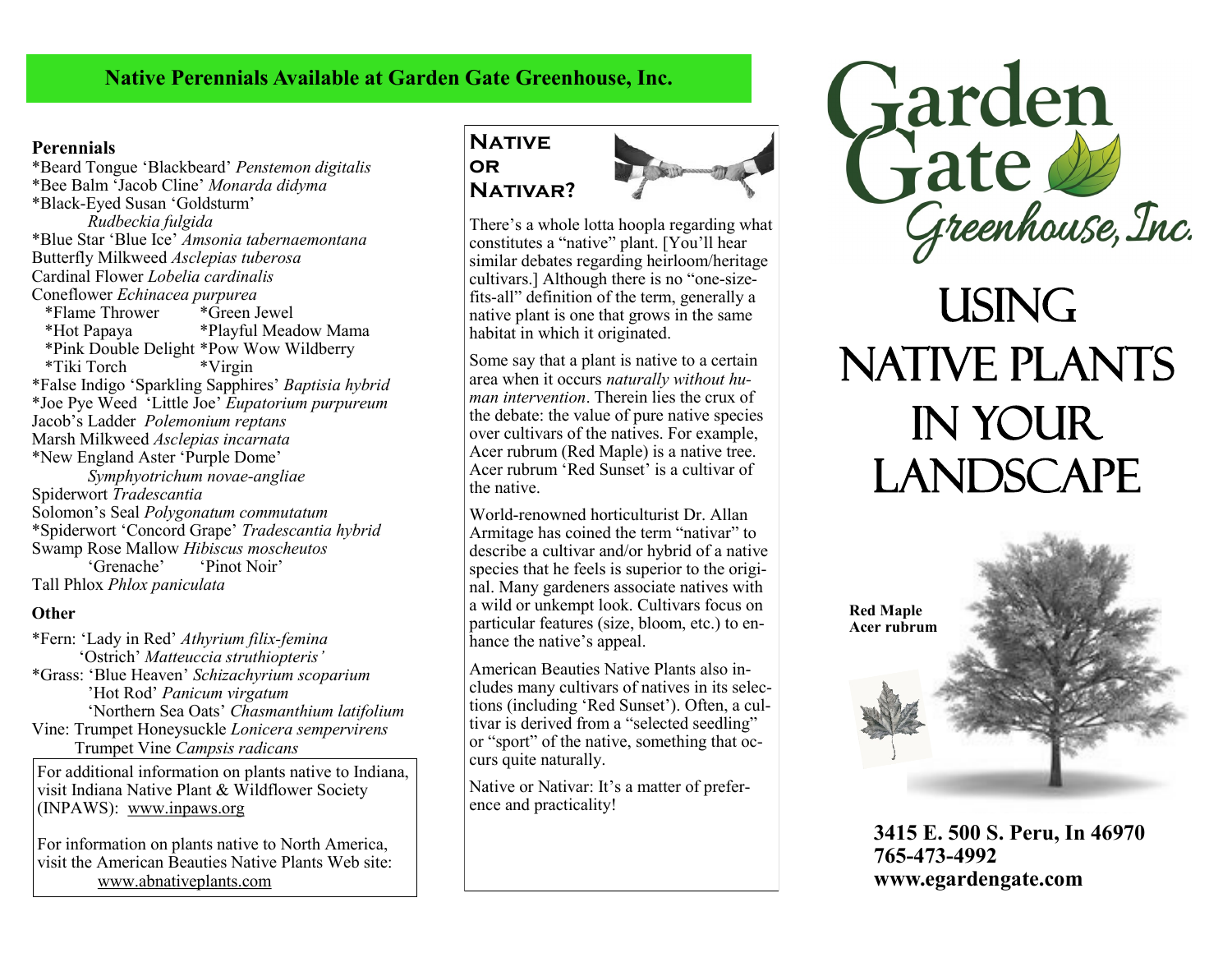## Native Perennials Available at Garden Gate Greenhouse, Inc.

### Perennials

*Beard Tongue 'Blackbeard' *Penstemon digitalis*
*Bee Balm 'Jacob Cline' *Monarda didyma*
*Black-Eyed Susan 'Goldsturm' *Rudbeckia fulgida*
*Blue Star 'Blue Ice' *Amsonia tabernaemontana*
Butterfly Milkweed *Asclepias tuberosa*
Cardinal Flower *Lobelia cardinalis*
Coneflower *Echinacea purpurea*
- *Flame Thrower
- *Green Jewel
- *Hot Papaya
- *Playful Meadow Mama
- *Pink Double Delight
- *Pow Wow Wildberry
- *Tiki Torch
- *Virgin

*False Indigo 'Sparkling Sapphires' *Baptisia hybrid*
*Joe Pye Weed 'Little Joe' *Eupatorium purpureum*
Jacob's Ladder *Polemonium reptans*
Marsh Milkweed *Asclepias incarnata*
*New England Aster 'Purple Dome' *Symphyotrichum novae-angliae*
Spiderwort *Tradescantia*
Solomon's Seal *Polygonatum commutatum*
*Spiderwort 'Concord Grape' *Tradescantia hybrid*
Swamp Rose Mallow *Hibiscus moscheutos*
- 'Grenache'
- 'Pinot Noir'

Tall Phlox *Phlox paniculata*

### Other

*Fern: 'Lady in Red' *Athyrium filix-femina*
'Ostrich' *Matteuccia struthiopteris'*
*Grass: 'Blue Heaven' *Schizachyrium scoparium*
'Hot Rod' *Panicum virgatum*
'Northern Sea Oats' *Chasmanthium latifolium*
Vine: Trumpet Honeysuckle *Lonicera sempervirens*
Trumpet Vine *Campsis radicans*

For additional information on plants native to Indiana, visit Indiana Native Plant & Wildflower Society (INPAWS): www.inpaws.org

For information on plants native to North America, visit the American Beauties Native Plants Web site: www.abnativeplants.com

## Native or Nativar?

There's a whole lotta hoopla regarding what constitutes a "native" plant. [You'll hear similar debates regarding heirloom/heritage cultivars.] Although there is no "one-size-fits-all" definition of the term, generally a native plant is one that grows in the same habitat in which it originated.

Some say that a plant is native to a certain area when it occurs *naturally without human intervention*. Therein lies the crux of the debate: the value of pure native species over cultivars of the natives. For example, Acer rubrum (Red Maple) is a native tree. Acer rubrum 'Red Sunset' is a cultivar of the native.

World-renowned horticulturist Dr. Allan Armitage has coined the term "nativar" to describe a cultivar and/or hybrid of a native species that he feels is superior to the original. Many gardeners associate natives with a wild or unkempt look. Cultivars focus on particular features (size, bloom, etc.) to enhance the native's appeal.

American Beauties Native Plants also includes many cultivars of natives in its selections (including 'Red Sunset'). Often, a cultivar is derived from a "selected seedling" or "sport" of the native, something that occurs quite naturally.

Native or Nativar: It's a matter of preference and practicality!

# Garden Gate Greenhouse, Inc.

# Using Native Plants in Your Landscape

**Red Maple**
**Acer rubrum**

**3415 E. 500 S. Peru, In 46970**
**765-473-4992**
**www.egardengate.com**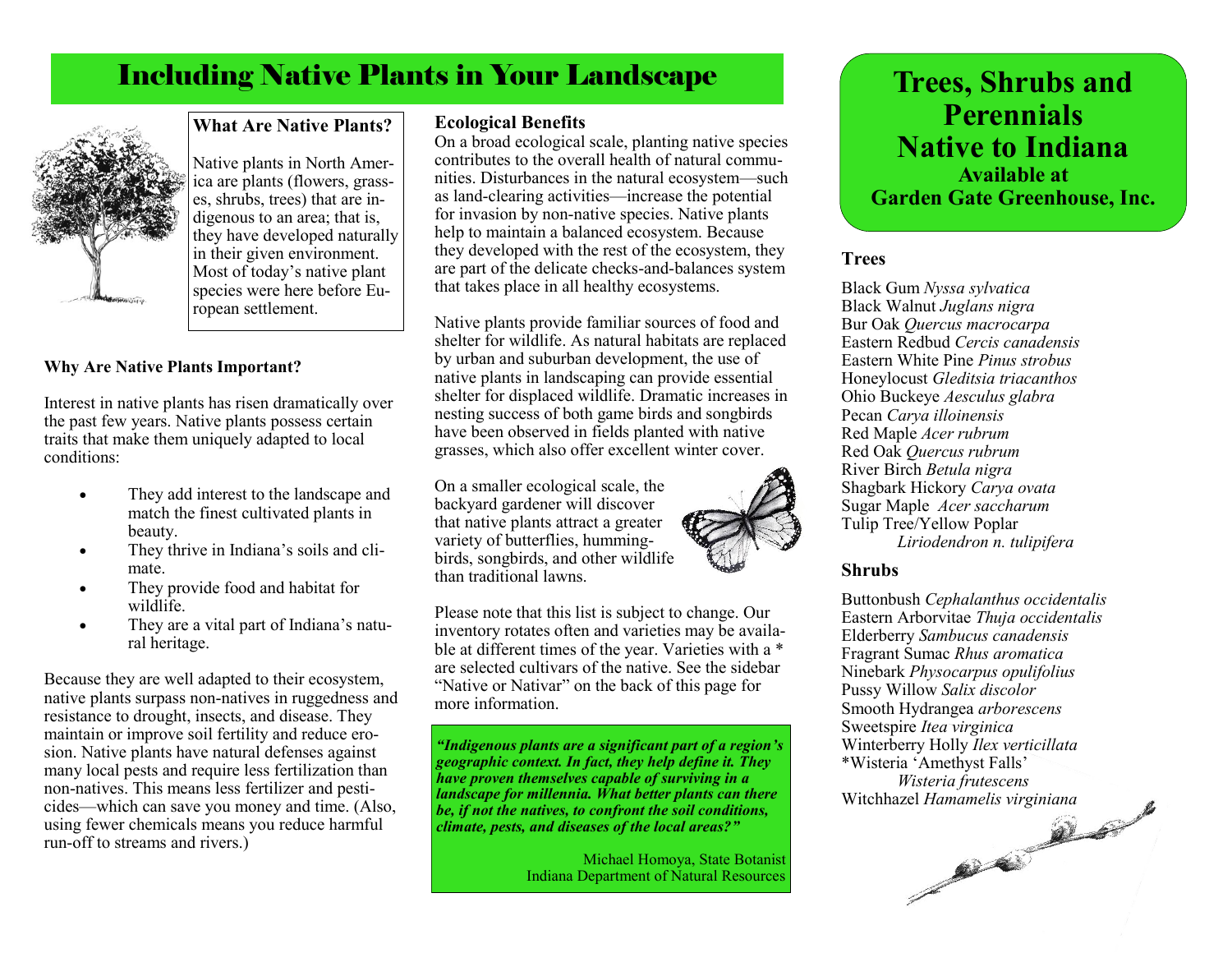# Including Native Plants in Your Landscape

### What Are Native Plants?

Native plants in North America are plants (flowers, grasses, shrubs, trees) that are indigenous to an area; that is, they have developed naturally in their given environment. Most of today's native plant species were here before European settlement.

### Why Are Native Plants Important?

Interest in native plants has risen dramatically over the past few years. Native plants possess certain traits that make them uniquely adapted to local conditions:

- They add interest to the landscape and match the finest cultivated plants in beauty.
- They thrive in Indiana's soils and climate.
- They provide food and habitat for wildlife.
- They are a vital part of Indiana's natural heritage.

Because they are well adapted to their ecosystem, native plants surpass non-natives in ruggedness and resistance to drought, insects, and disease. They maintain or improve soil fertility and reduce erosion. Native plants have natural defenses against many local pests and require less fertilization than non-natives. This means less fertilizer and pesticides—which can save you money and time. (Also, using fewer chemicals means you reduce harmful run-off to streams and rivers.)

### Ecological Benefits

On a broad ecological scale, planting native species contributes to the overall health of natural communities. Disturbances in the natural ecosystem—such as land-clearing activities—increase the potential for invasion by non-native species. Native plants help to maintain a balanced ecosystem. Because they developed with the rest of the ecosystem, they are part of the delicate checks-and-balances system that takes place in all healthy ecosystems.

Native plants provide familiar sources of food and shelter for wildlife. As natural habitats are replaced by urban and suburban development, the use of native plants in landscaping can provide essential shelter for displaced wildlife. Dramatic increases in nesting success of both game birds and songbirds have been observed in fields planted with native grasses, which also offer excellent winter cover.

On a smaller ecological scale, the backyard gardener will discover that native plants attract a greater variety of butterflies, hummingbirds, songbirds, and other wildlife than traditional lawns.

Please note that this list is subject to change. Our inventory rotates often and varieties may be available at different times of the year. Varieties with a * are selected cultivars of the native. See the sidebar "Native or Nativar" on the back of this page for more information.

***"Indigenous plants are a significant part of a region's geographic context. In fact, they help define it. They have proven themselves capable of surviving in a landscape for millennia. What better plants can there be, if not the natives, to confront the soil conditions, climate, pests, and diseases of the local areas?"***

Michael Homoya, State Botanist
Indiana Department of Natural Resources

# Trees, Shrubs and Perennials Native to Indiana

**Available at Garden Gate Greenhouse, Inc.**

### Trees

Black Gum *Nyssa sylvatica*
Black Walnut *Juglans nigra*
Bur Oak *Quercus macrocarpa*
Eastern Redbud *Cercis canadensis*
Eastern White Pine *Pinus strobus*
Honeylocust *Gleditsia triacanthos*
Ohio Buckeye *Aesculus glabra*
Pecan *Carya illoinensis*
Red Maple *Acer rubrum*
Red Oak *Quercus rubrum*
River Birch *Betula nigra*
Shagbark Hickory *Carya ovata*
Sugar Maple *Acer saccharum*
Tulip Tree/Yellow Poplar *Liriodendron n. tulipifera*

### Shrubs

Buttonbush *Cephalanthus occidentalis*
Eastern Arborvitae *Thuja occidentalis*
Elderberry *Sambucus canadensis*
Fragrant Sumac *Rhus aromatica*
Ninebark *Physocarpus opulifolius*
Pussy Willow *Salix discolor*
Smooth Hydrangea *arborescens*
Sweetspire *Itea virginica*
Winterberry Holly *Ilex verticillata*
*Wisteria 'Amethyst Falls' *Wisteria frutescens*
Witchhazel *Hamamelis virginiana*